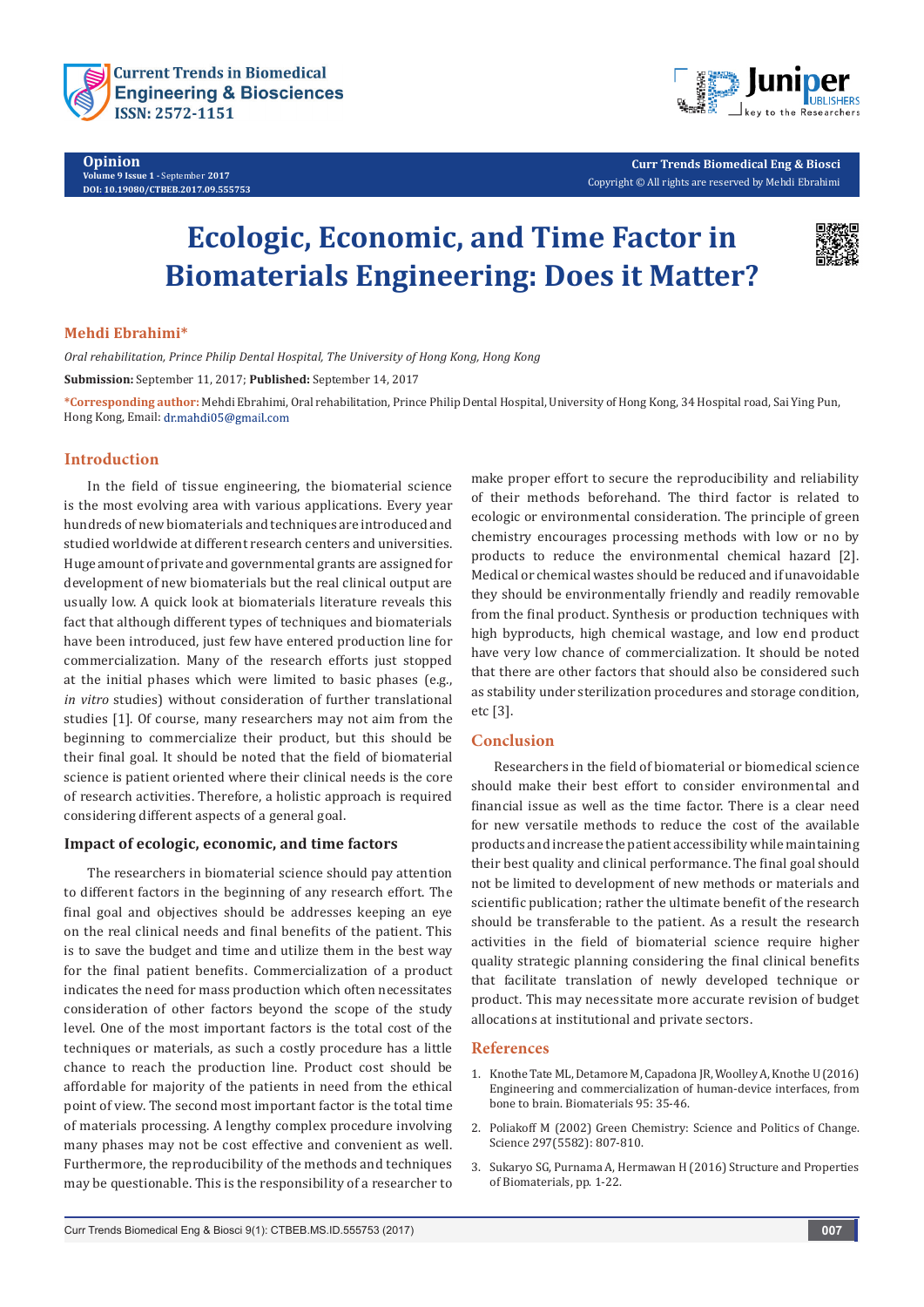Opinion
Volume 9 Issue 1 - September 2017
DOI: 10.19080/CTBEB.2017.09.555753

Curr Trends Biomedical Eng & Biosci
Copyright © All rights are reserved by Mehdi Ebrahimi

# Ecologic, Economic, and Time Factor in Biomaterials Engineering: Does it Matter?

**Mehdi Ebrahimi***

*Oral rehabilitation, Prince Philip Dental Hospital, The University of Hong Kong, Hong Kong*

**Submission:** September 11, 2017; **Published:** September 14, 2017

***Corresponding author:** Mehdi Ebrahimi, Oral rehabilitation, Prince Philip Dental Hospital, University of Hong Kong, 34 Hospital road, Sai Ying Pun, Hong Kong, Email: dr.mahdi05@gmail.com

## Introduction

In the field of tissue engineering, the biomaterial science is the most evolving area with various applications. Every year hundreds of new biomaterials and techniques are introduced and studied worldwide at different research centers and universities. Huge amount of private and governmental grants are assigned for development of new biomaterials but the real clinical output are usually low. A quick look at biomaterials literature reveals this fact that although different types of techniques and biomaterials have been introduced, just few have entered production line for commercialization. Many of the research efforts just stopped at the initial phases which were limited to basic phases (e.g., *in vitro* studies) without consideration of further translational studies [1]. Of course, many researchers may not aim from the beginning to commercialize their product, but this should be their final goal. It should be noted that the field of biomaterial science is patient oriented where their clinical needs is the core of research activities. Therefore, a holistic approach is required considering different aspects of a general goal.

### Impact of ecologic, economic, and time factors

The researchers in biomaterial science should pay attention to different factors in the beginning of any research effort. The final goal and objectives should be addresses keeping an eye on the real clinical needs and final benefits of the patient. This is to save the budget and time and utilize them in the best way for the final patient benefits. Commercialization of a product indicates the need for mass production which often necessitates consideration of other factors beyond the scope of the study level. One of the most important factors is the total cost of the techniques or materials, as such a costly procedure has a little chance to reach the production line. Product cost should be affordable for majority of the patients in need from the ethical point of view. The second most important factor is the total time of materials processing. A lengthy complex procedure involving many phases may not be cost effective and convenient as well. Furthermore, the reproducibility of the methods and techniques may be questionable. This is the responsibility of a researcher to make proper effort to secure the reproducibility and reliability of their methods beforehand. The third factor is related to ecologic or environmental consideration. The principle of green chemistry encourages processing methods with low or no by products to reduce the environmental chemical hazard [2]. Medical or chemical wastes should be reduced and if unavoidable they should be environmentally friendly and readily removable from the final product. Synthesis or production techniques with high byproducts, high chemical wastage, and low end product have very low chance of commercialization. It should be noted that there are other factors that should also be considered such as stability under sterilization procedures and storage condition, etc [3].

## Conclusion

Researchers in the field of biomaterial or biomedical science should make their best effort to consider environmental and financial issue as well as the time factor. There is a clear need for new versatile methods to reduce the cost of the available products and increase the patient accessibility while maintaining their best quality and clinical performance. The final goal should not be limited to development of new methods or materials and scientific publication; rather the ultimate benefit of the research should be transferable to the patient. As a result the research activities in the field of biomaterial science require higher quality strategic planning considering the final clinical benefits that facilitate translation of newly developed technique or product. This may necessitate more accurate revision of budget allocations at institutional and private sectors.

## References

1. Knothe Tate ML, Detamore M, Capadona JR, Woolley A, Knothe U (2016) Engineering and commercialization of human-device interfaces, from bone to brain. Biomaterials 95: 35-46.
2. Poliakoff M (2002) Green Chemistry: Science and Politics of Change. Science 297(5582): 807-810.
3. Sukaryo SG, Purnama A, Hermawan H (2016) Structure and Properties of Biomaterials, pp. 1-22.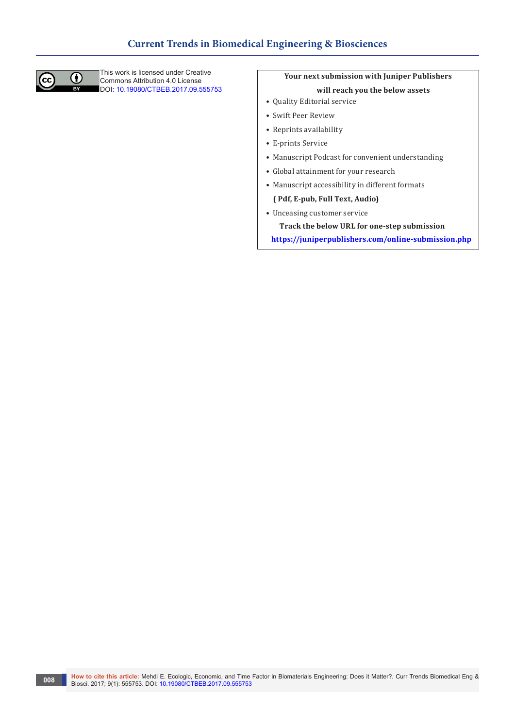This work is licensed under Creative Commons Attribution 4.0 License
DOI: 10.19080/CTBEB.2017.09.555753

**Your next submission with Juniper Publishers will reach you the below assets**

- Quality Editorial service
- Swift Peer Review
- Reprints availability
- E-prints Service
- Manuscript Podcast for convenient understanding
- Global attainment for your research
- Manuscript accessibility in different formats

**( Pdf, E-pub, Full Text, Audio)**

- Unceasing customer service

**Track the below URL for one-step submission**

**https://juniperpublishers.com/online-submission.php**